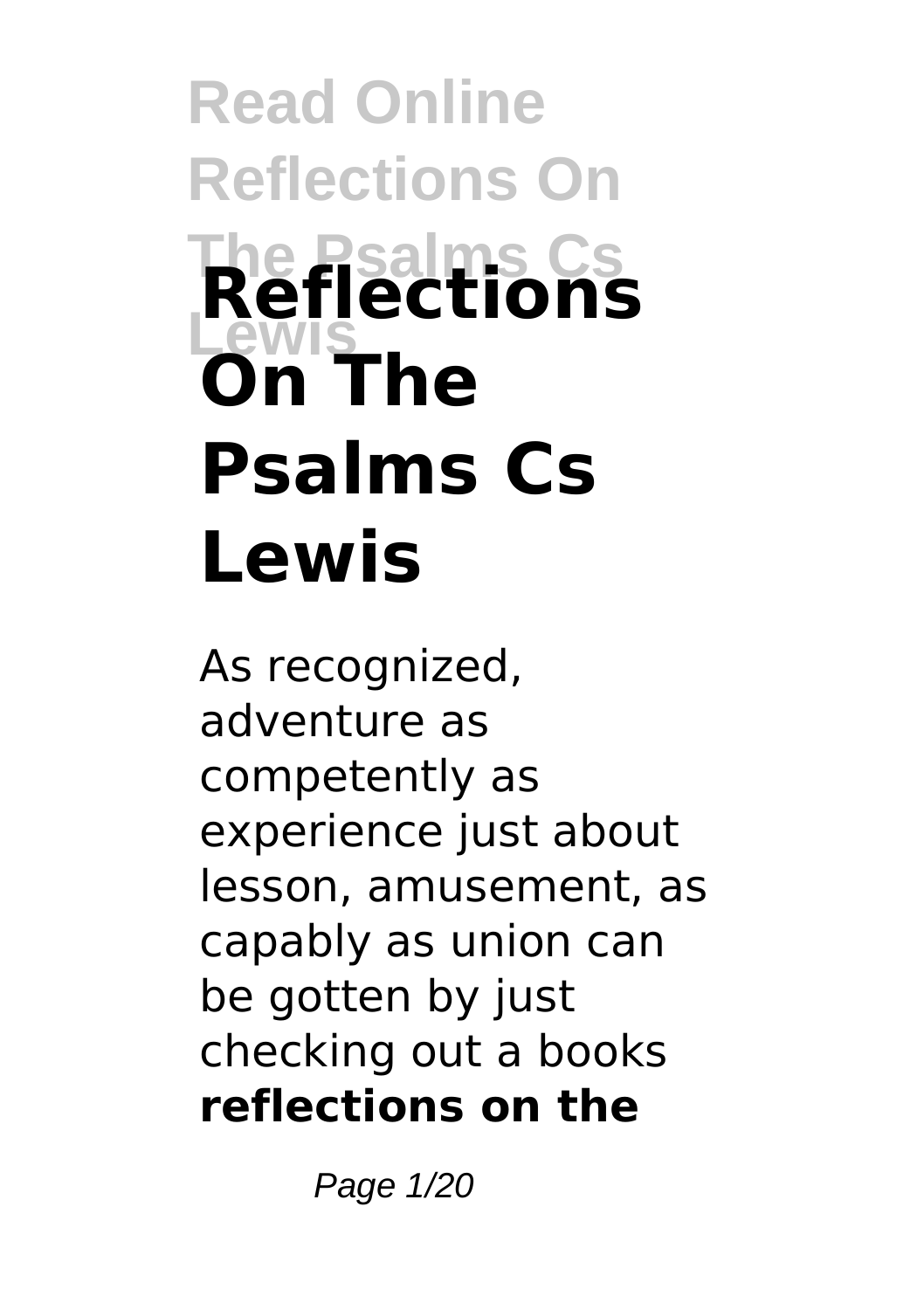# Reflections On The Psalms Cs Lewis

As recognized, adventure as competently as experience just about lesson, amusement, as capably as union can be gotten by just checking out a books **reflections on the**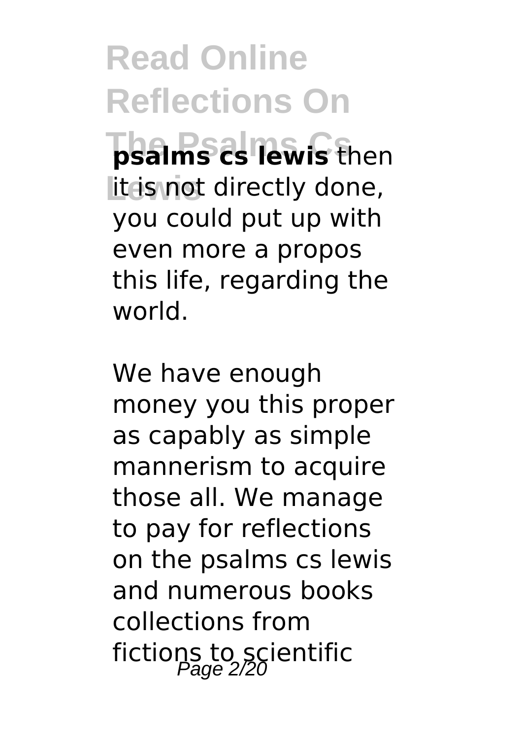**psalms cs lewis** then it is not directly done, you could put up with even more a propos this life, regarding the world.

We have enough money you this proper as capably as simple mannerism to acquire those all. We manage to pay for reflections on the psalms cs lewis and numerous books collections from fictions to scientific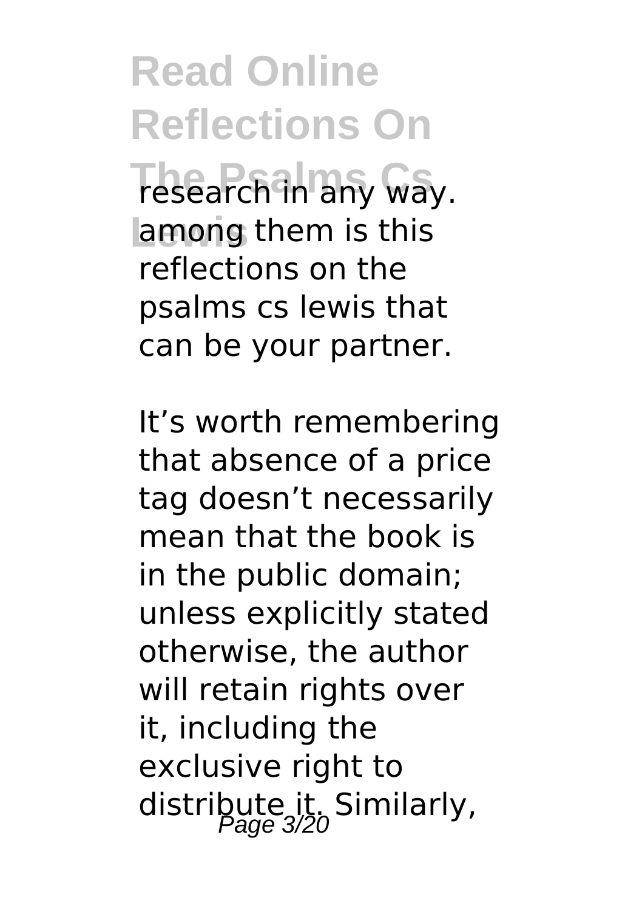research in any way. among them is this reflections on the psalms cs lewis that can be your partner.

It’s worth remembering that absence of a price tag doesn’t necessarily mean that the book is in the public domain; unless explicitly stated otherwise, the author will retain rights over it, including the exclusive right to distribute it. Similarly,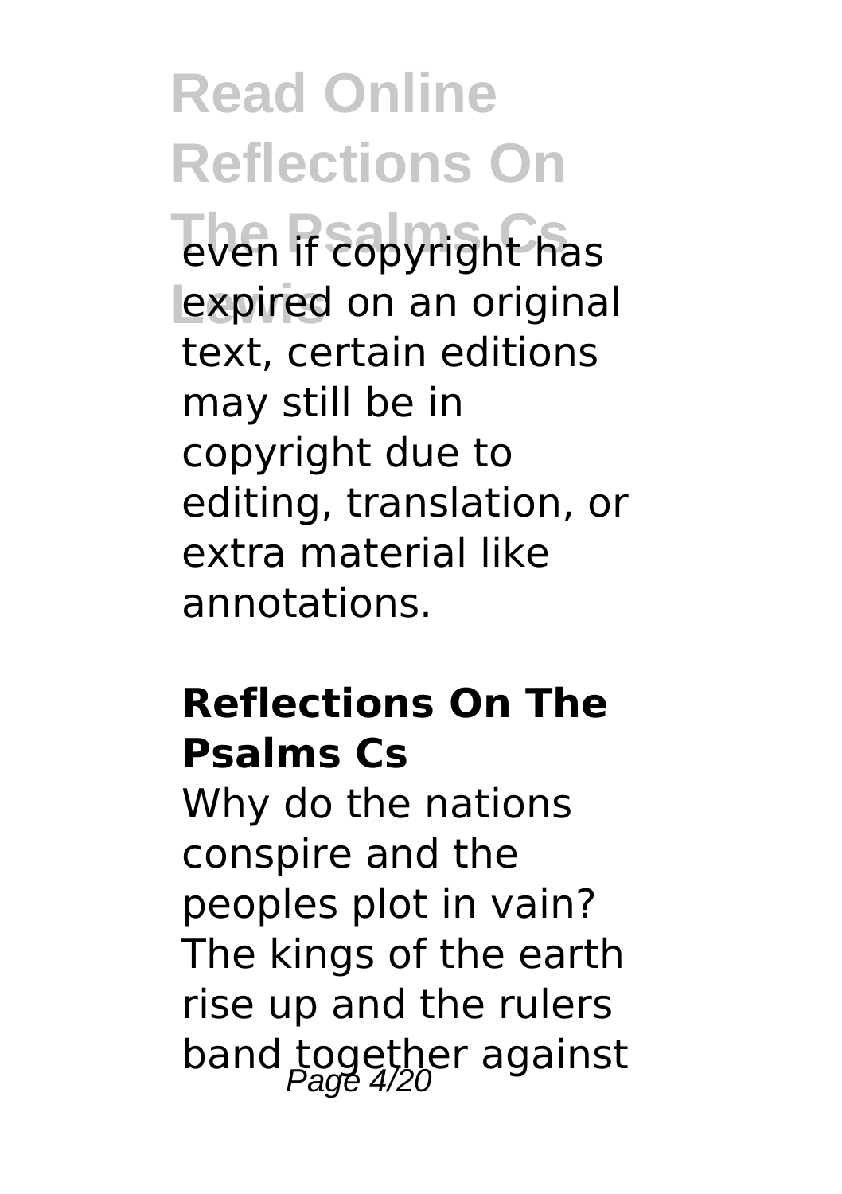even if copyright has expired on an original text, certain editions may still be in copyright due to editing, translation, or extra material like annotations.

## Reflections On The Psalms Cs

Why do the nations conspire and the peoples plot in vain? The kings of the earth rise up and the rulers band together against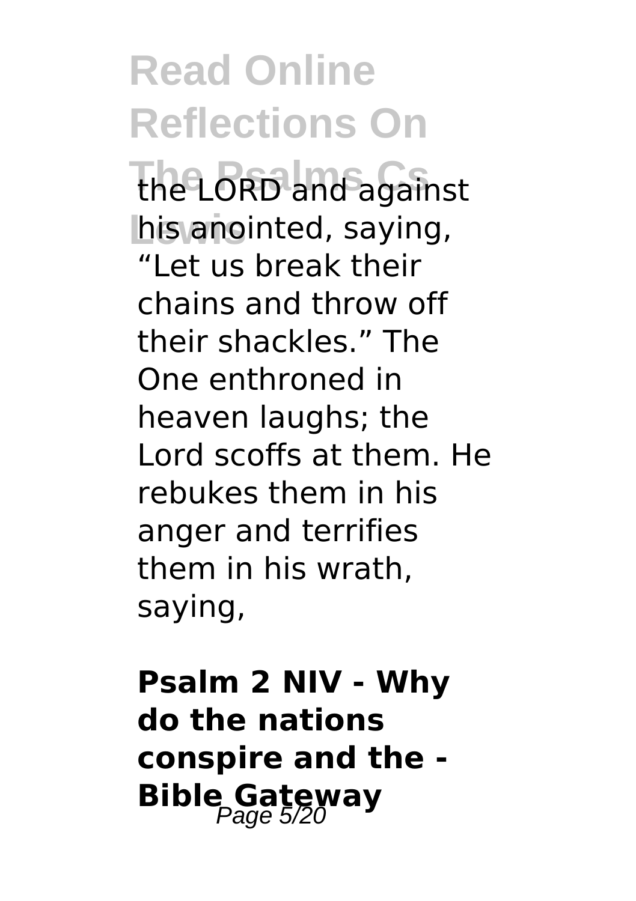the LORD and against his anointed, saying, “Let us break their chains and throw off their shackles.” The One enthroned in heaven laughs; the Lord scoffs at them. He rebukes them in his anger and terrifies them in his wrath, saying,

**Psalm 2 NIV - Why do the nations conspire and the - Bible Gateway**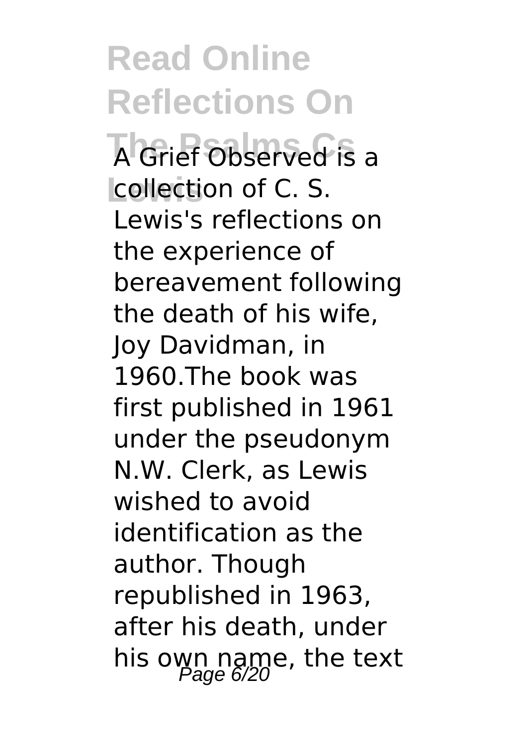A Grief Observed is a collection of C. S. Lewis's reflections on the experience of bereavement following the death of his wife, Joy Davidman, in 1960.The book was first published in 1961 under the pseudonym N.W. Clerk, as Lewis wished to avoid identification as the author. Though republished in 1963, after his death, under his own name, the text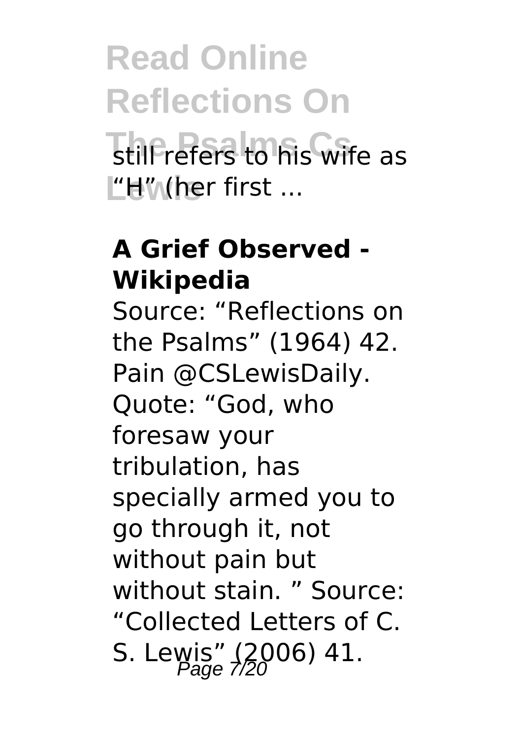still refers to his wife as "H" (her first ...

**A Grief Observed - Wikipedia**

Source: "Reflections on the Psalms" (1964) 42. Pain @CSLewisDaily. Quote: "God, who foresaw your tribulation, has specially armed you to go through it, not without pain but without stain. " Source: "Collected Letters of C. S. Lewis" (2006) 41.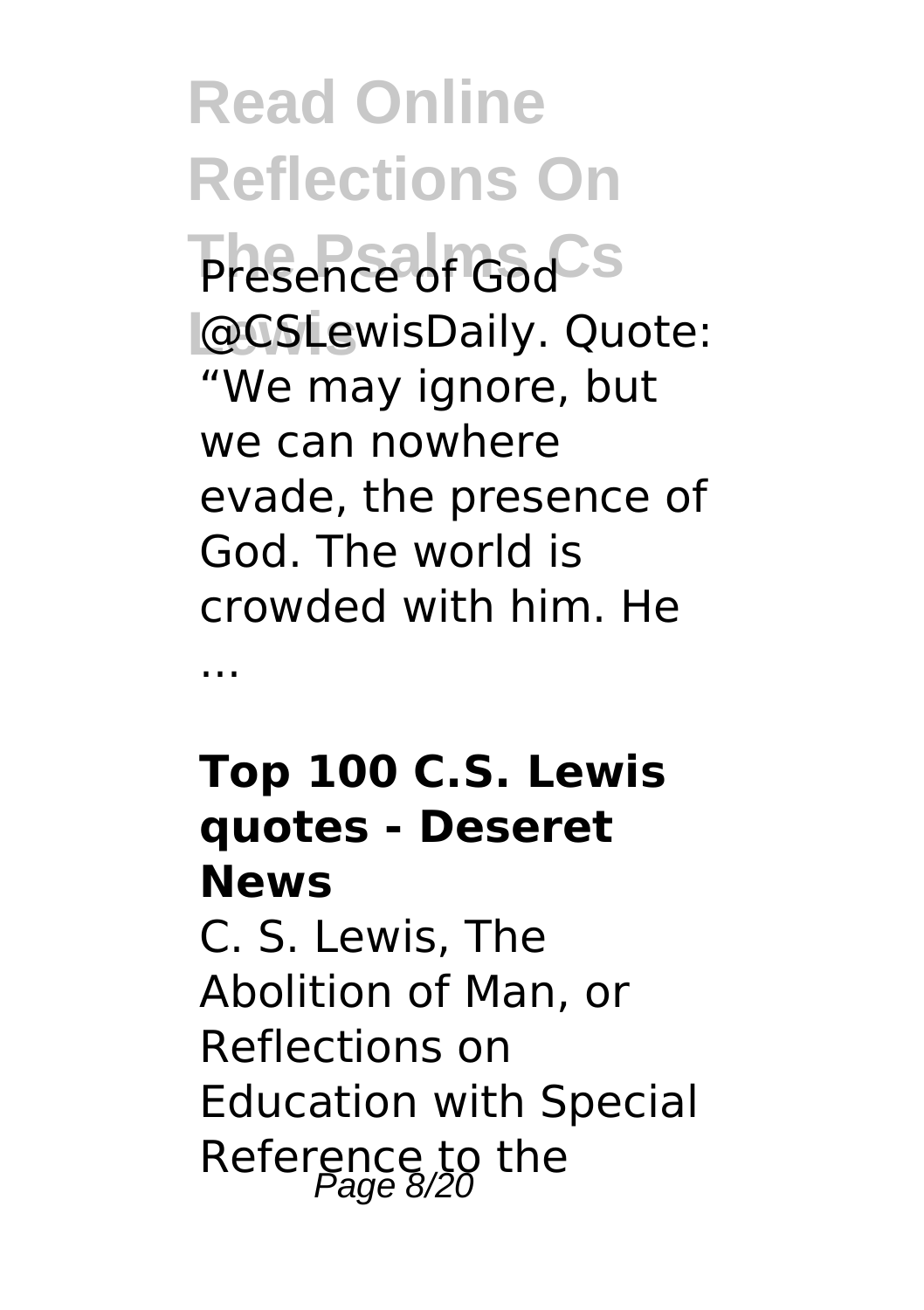Presence of God @CSLewisDaily. Quote: "We may ignore, but we can nowhere evade, the presence of God. The world is crowded with him. He ...

### Top 100 C.S. Lewis quotes - Deseret News

C. S. Lewis, The Abolition of Man, or Reflections on Education with Special Reference to the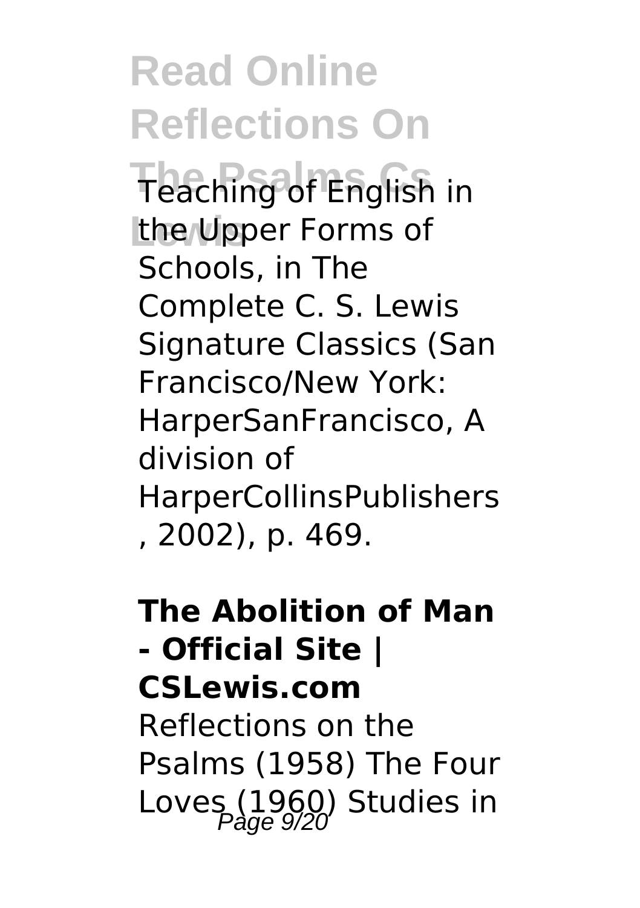Teaching of English in the Upper Forms of Schools, in The Complete C. S. Lewis Signature Classics (San Francisco/New York: HarperSanFrancisco, A division of HarperCollinsPublishers, 2002), p. 469.

**The Abolition of Man - Official Site | CSLewis.com**

Reflections on the Psalms (1958) The Four Loves (1960) Studies in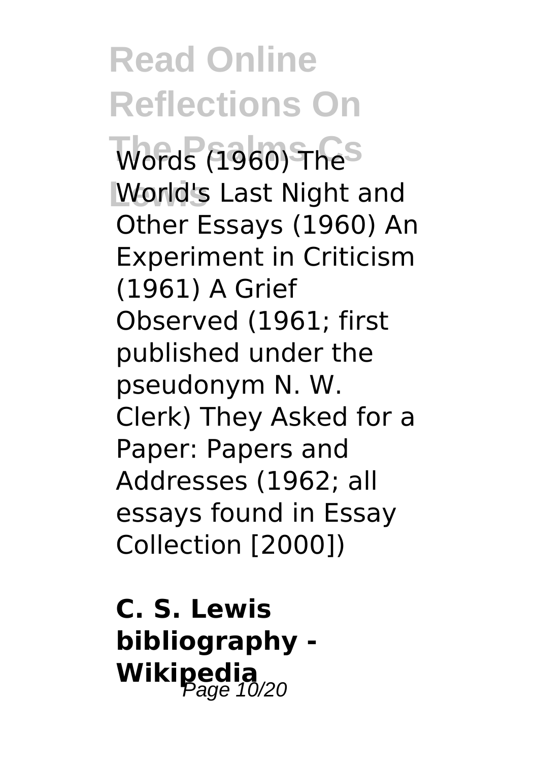Words (1960) The World's Last Night and Other Essays (1960) An Experiment in Criticism (1961) A Grief Observed (1961; first published under the pseudonym N. W. Clerk) They Asked for a Paper: Papers and Addresses (1962; all essays found in Essay Collection [2000])

**C. S. Lewis bibliography - Wikipedia**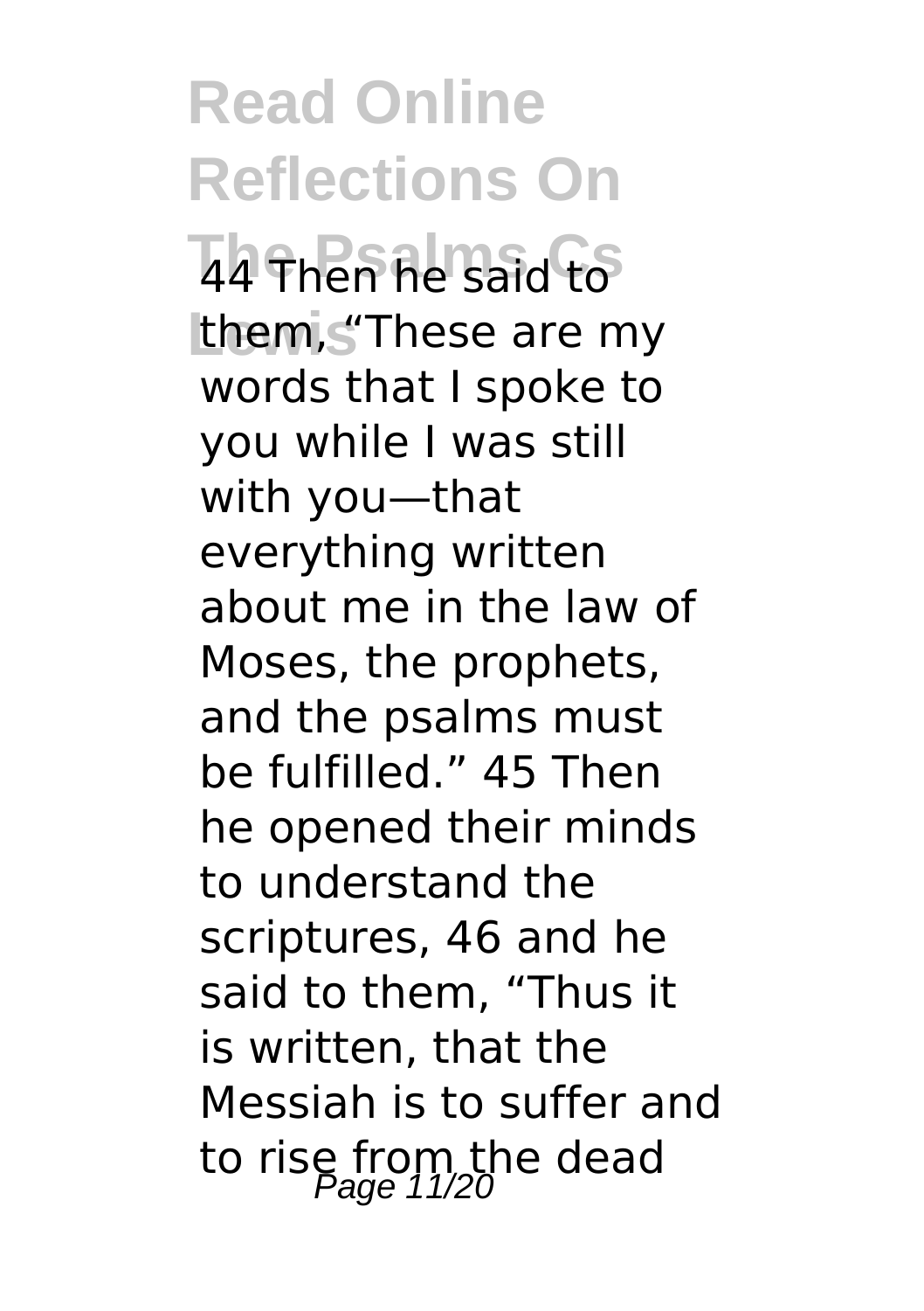44 Then he said to them, "These are my words that I spoke to you while I was still with you—that everything written about me in the law of Moses, the prophets, and the psalms must be fulfilled." 45 Then he opened their minds to understand the scriptures, 46 and he said to them, "Thus it is written, that the Messiah is to suffer and to rise from the dead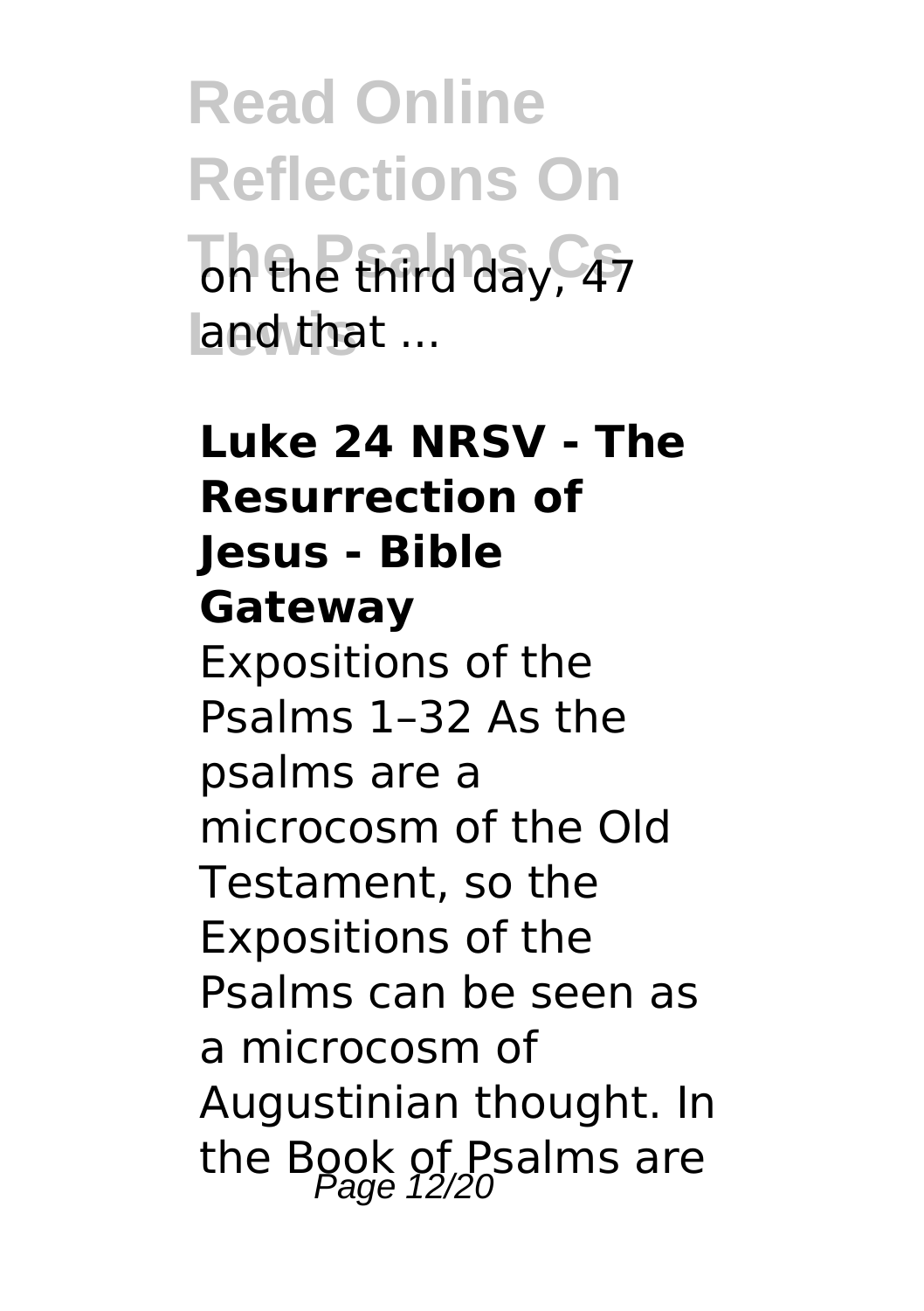on the third day, 47 and that ...

**Luke 24 NRSV - The Resurrection of Jesus - Bible Gateway**

Expositions of the Psalms 1–32 As the psalms are a microcosm of the Old Testament, so the Expositions of the Psalms can be seen as a microcosm of Augustinian thought. In the Book of Psalms are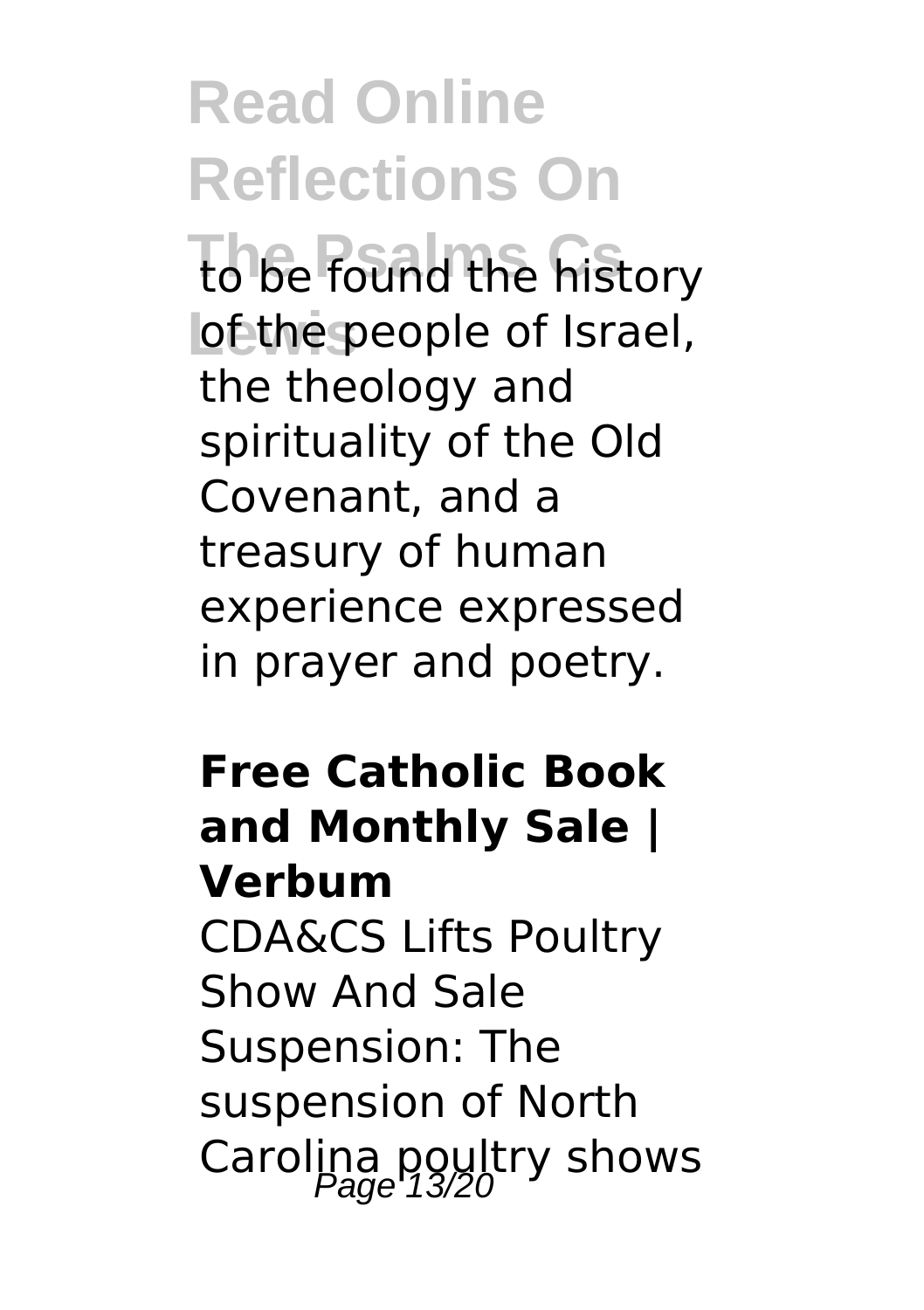to be found the history of the people of Israel, the theology and spirituality of the Old Covenant, and a treasury of human experience expressed in prayer and poetry.

**Free Catholic Book and Monthly Sale | Verbum**

CDA&CS Lifts Poultry Show And Sale Suspension: The suspension of North Carolina poultry shows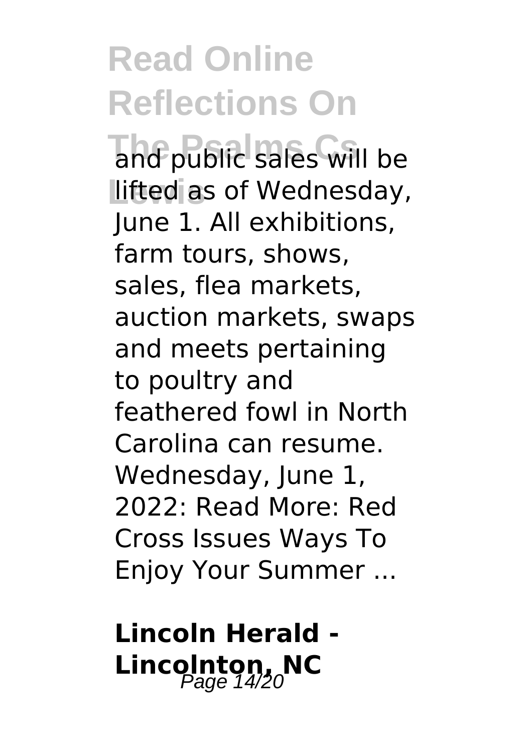and public sales will be lifted as of Wednesday, June 1. All exhibitions, farm tours, shows, sales, flea markets, auction markets, swaps and meets pertaining to poultry and feathered fowl in North Carolina can resume. Wednesday, June 1, 2022: Read More: Red Cross Issues Ways To Enjoy Your Summer ...

**Lincoln Herald - Lincolnton, NC**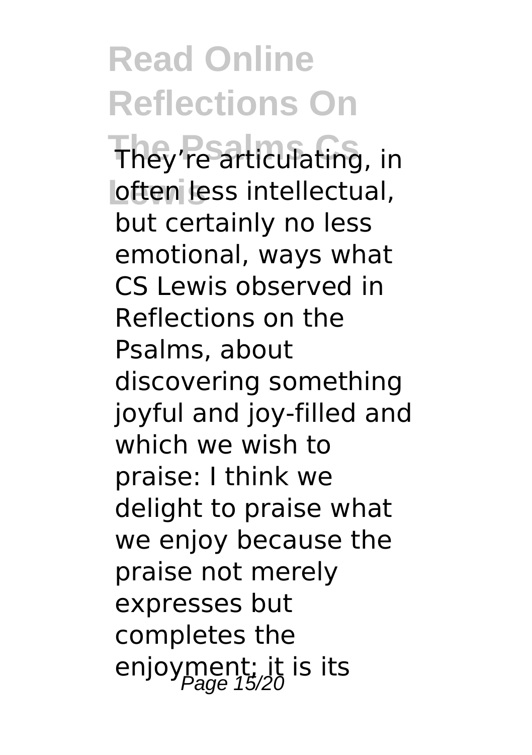They're articulating, in often less intellectual, but certainly no less emotional, ways what CS Lewis observed in Reflections on the Psalms, about discovering something joyful and joy-filled and which we wish to praise: I think we delight to praise what we enjoy because the praise not merely expresses but completes the enjoyment; it is its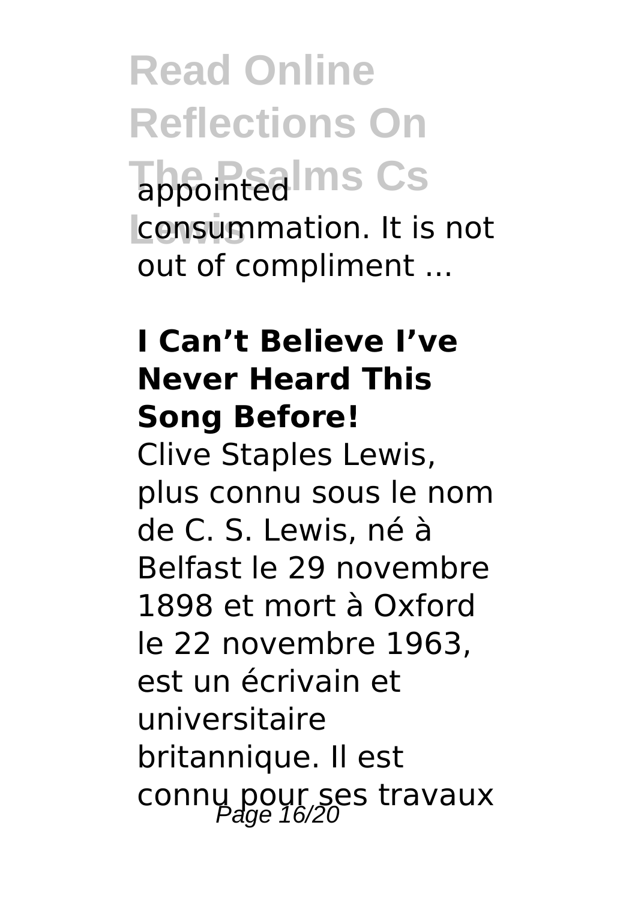appointed consummation. It is not out of compliment ...

**I Can't Believe I've Never Heard This Song Before!**

Clive Staples Lewis, plus connu sous le nom de C. S. Lewis, né à Belfast le 29 novembre 1898 et mort à Oxford le 22 novembre 1963, est un écrivain et universitaire britannique. Il est connu pour ses travaux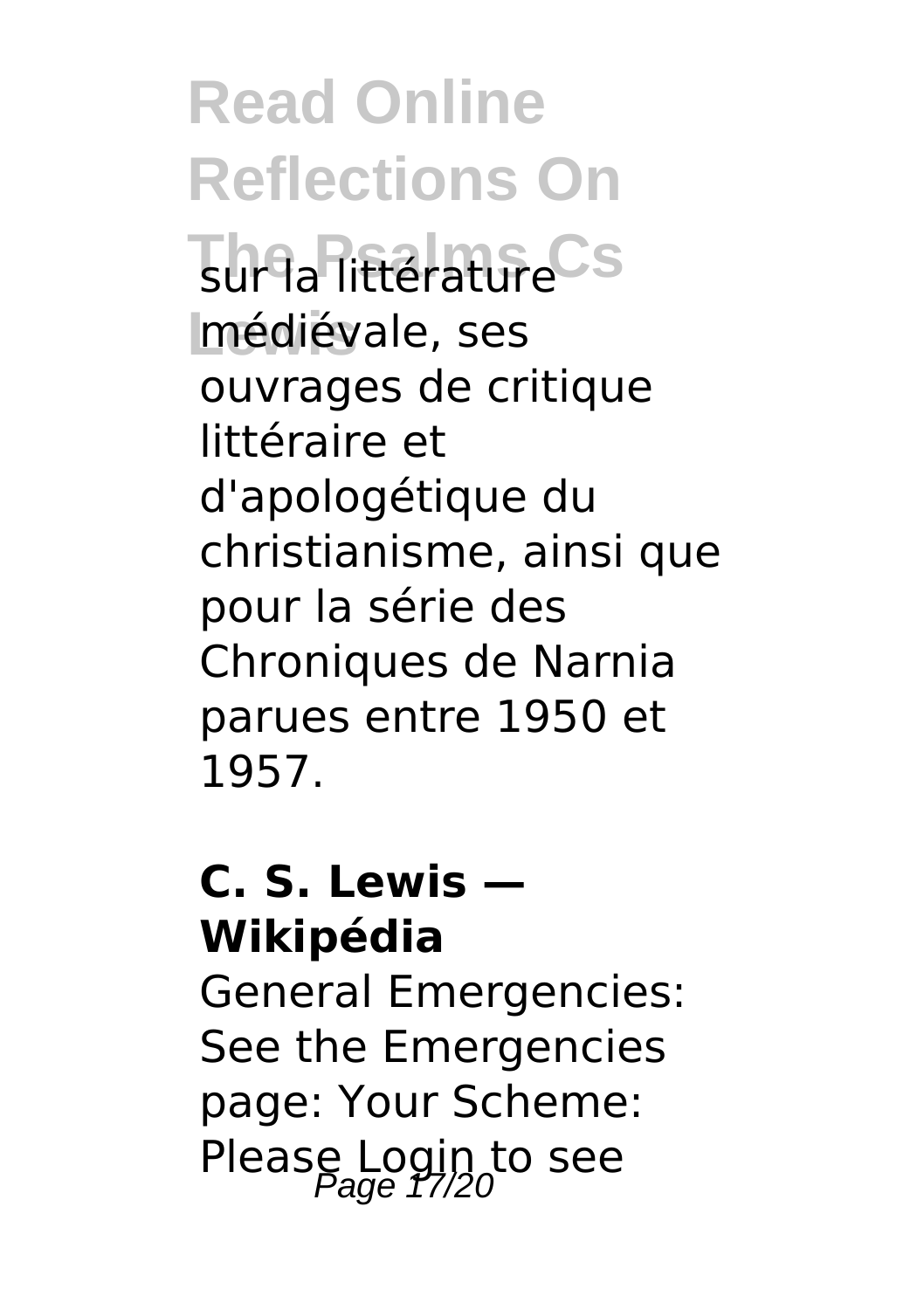sur la littérature médiévale, ses ouvrages de critique littéraire et d'apologétique du christianisme, ainsi que pour la série des Chroniques de Narnia parues entre 1950 et 1957.

**C. S. Lewis — Wikipédia**

General Emergencies: See the Emergencies page: Your Scheme: Please Login to see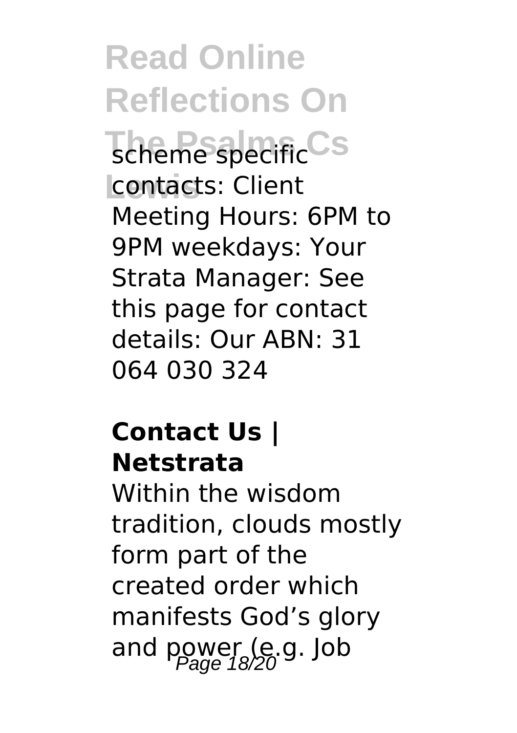scheme specific contacts: Client Meeting Hours: 6PM to 9PM weekdays: Your Strata Manager: See this page for contact details: Our ABN: 31 064 030 324

**Contact Us | Netstrata**

Within the wisdom tradition, clouds mostly form part of the created order which manifests God's glory and power (e.g. Job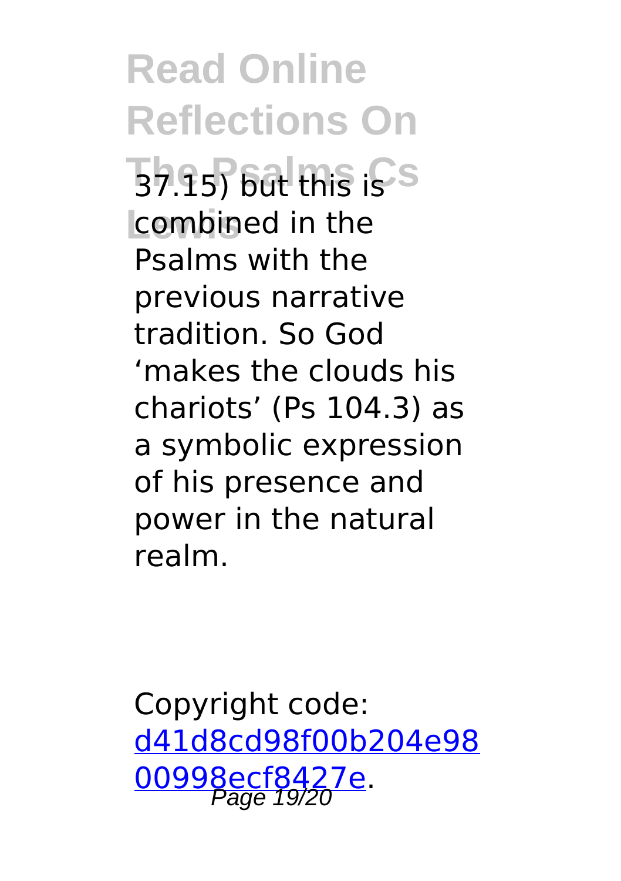37.15) but this is combined in the Psalms with the previous narrative tradition. So God 'makes the clouds his chariots' (Ps 104.3) as a symbolic expression of his presence and power in the natural realm.

Copyright code: [d41d8cd98f00b204e9800998ecf8427e](d41d8cd98f00b204e9800998ecf8427e).